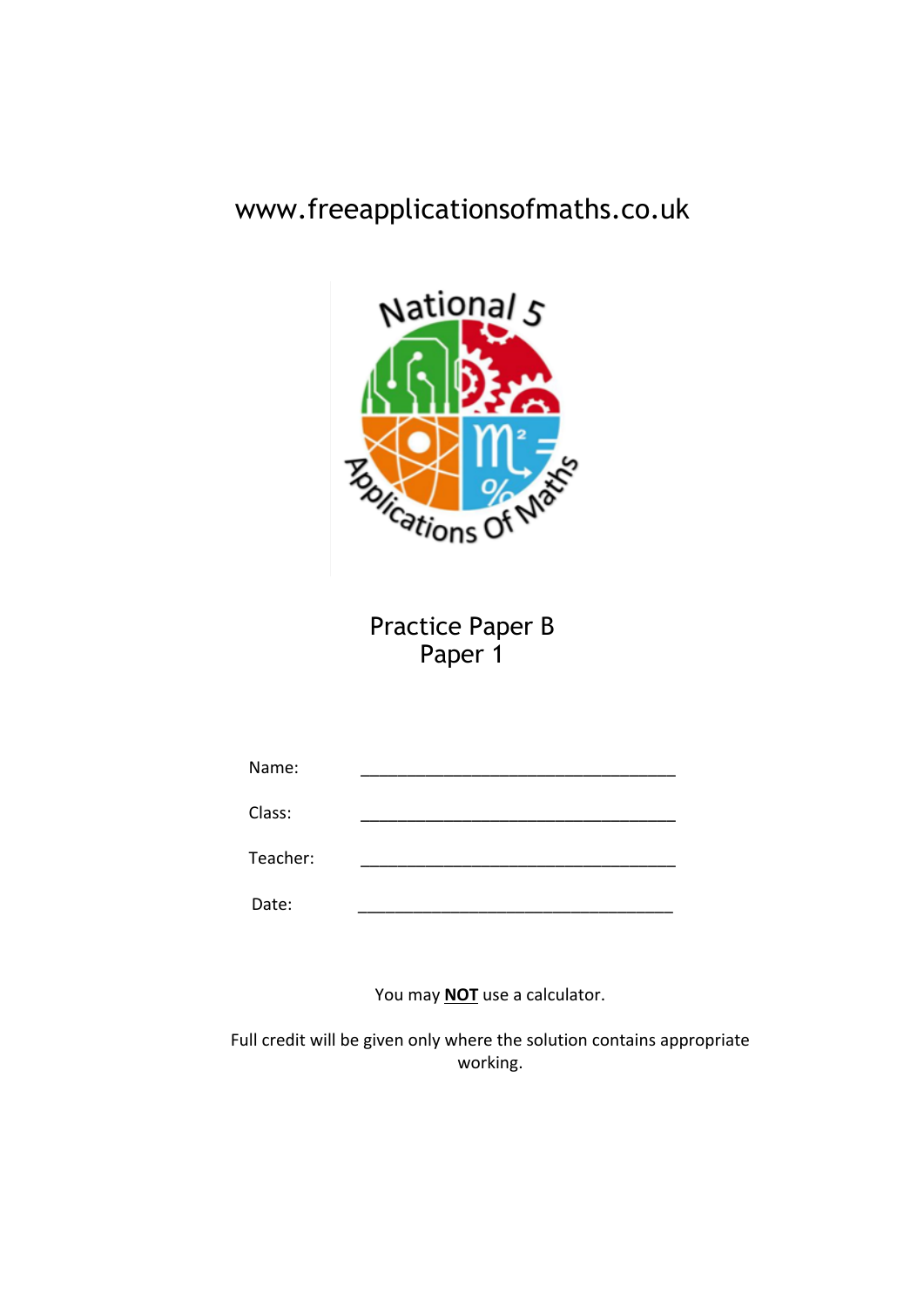www.freeapplicationsofmaths.co.uk

National 5

Applications Of Maths

# Practice Paper B
## Paper 1

Name: ________________________________

Class: ________________________________

Teacher: ________________________________

Date: ________________________________

You may **NOT** use a calculator.

Full credit will be given only where the solution contains appropriate working.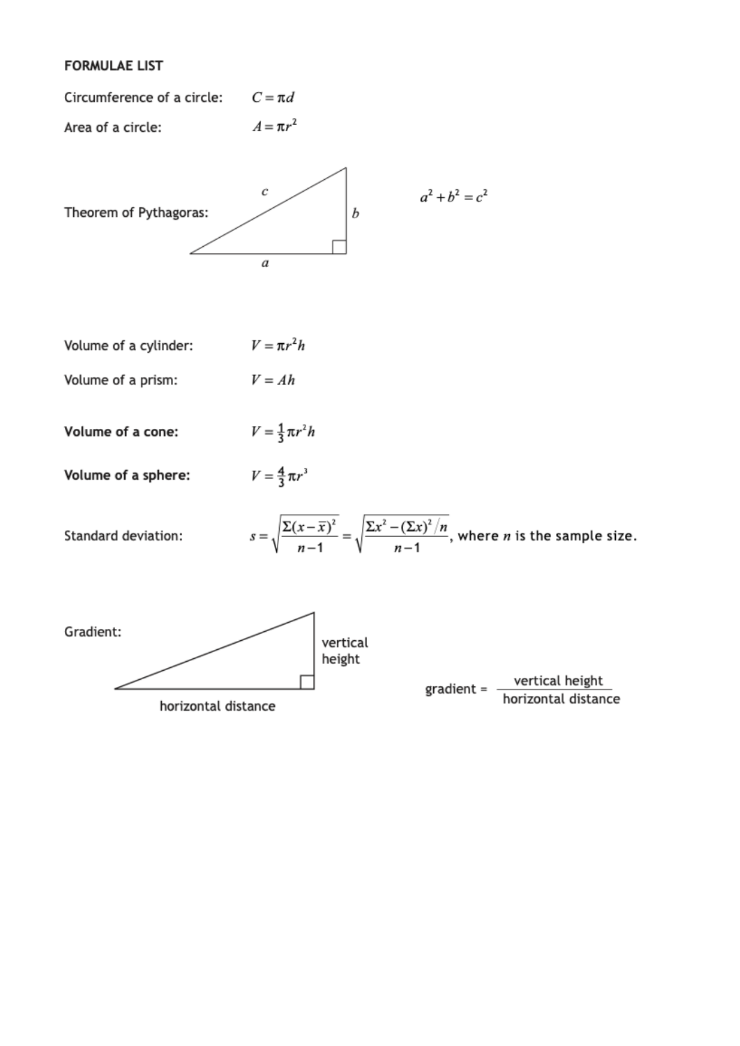## FORMULAE LIST

Circumference of a circle: $C = \pi d$

Area of a circle: $A = \pi r^2$

Theorem of Pythagoras: $a^2 + b^2 = c^2$

(Right-angled triangle with sides $a$, $b$ and hypotenuse $c$.)

Volume of a cylinder: $V = \pi r^2 h$

Volume of a prism: $V = Ah$

**Volume of a cone:** $V = \frac{1}{3}\pi r^2 h$

**Volume of a sphere:** $V = \frac{4}{3}\pi r^3$

Standard deviation: $s = \sqrt{\dfrac{\Sigma(x-\bar{x})^2}{n-1}} = \sqrt{\dfrac{\Sigma x^2 - (\Sigma x)^2/n}{n-1}}$, where $n$ is the sample size.

Gradient:

(Right-angled triangle with sides labelled "vertical height" and "horizontal distance".)

$$\text{gradient} = \frac{\text{vertical height}}{\text{horizontal distance}}$$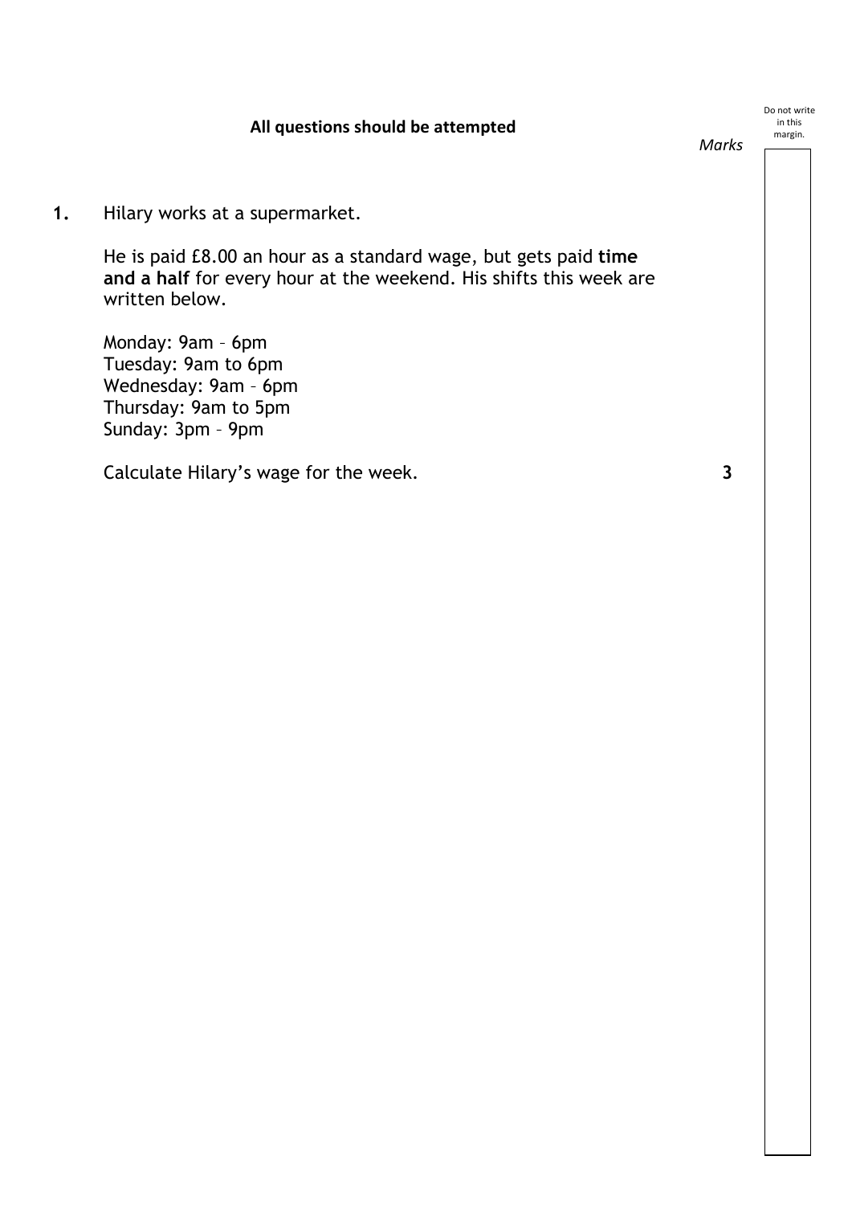**All questions should be attempted**

*Marks*

**1.** Hilary works at a supermarket.

He is paid £8.00 an hour as a standard wage, but gets paid **time and a half** for every hour at the weekend. His shifts this week are written below.

Monday: 9am – 6pm  
Tuesday: 9am to 6pm  
Wednesday: 9am – 6pm  
Thursday: 9am to 5pm  
Sunday: 3pm – 9pm

Calculate Hilary's wage for the week. **3**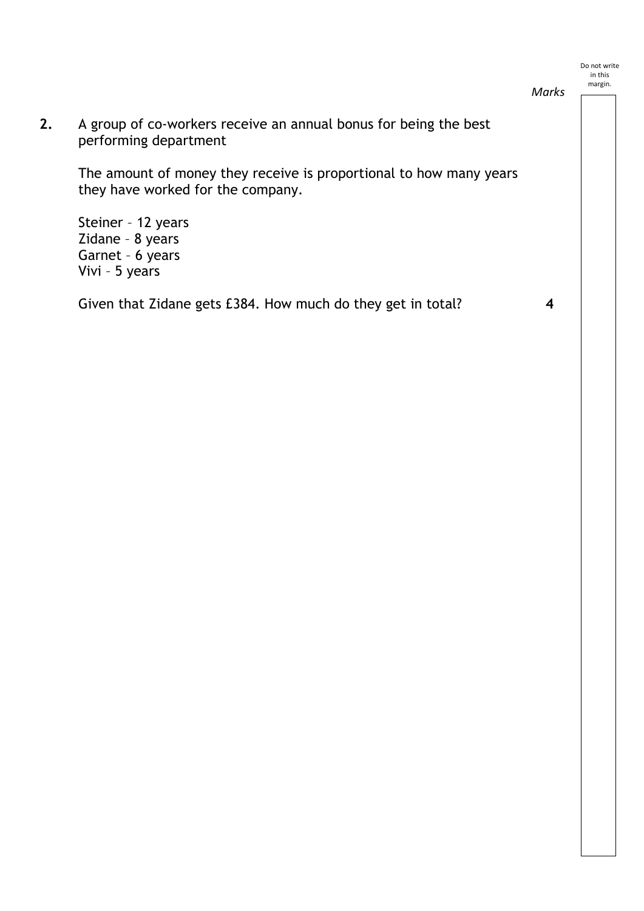*Marks*

**2.** A group of co-workers receive an annual bonus for being the best performing department

The amount of money they receive is proportional to how many years they have worked for the company.

Steiner – 12 years
Zidane – 8 years
Garnet – 6 years
Vivi – 5 years

Given that Zidane gets £384. How much do they get in total? **4**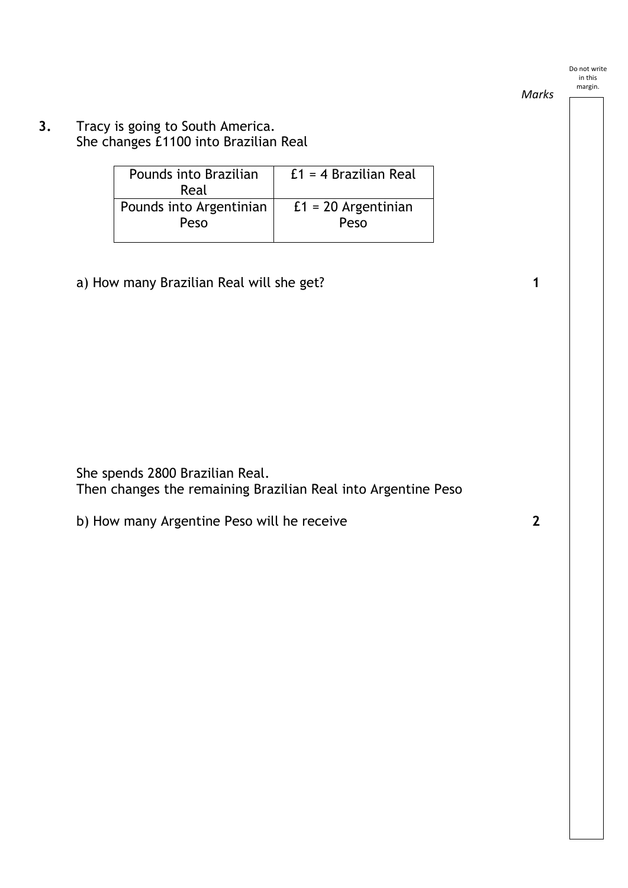*Marks*

**3.** Tracy is going to South America.
She changes £1100 into Brazilian Real

| Pounds into Brazilian Real | £1 = 4 Brazilian Real |
| --- | --- |
| Pounds into Argentinian Peso | £1 = 20 Argentinian Peso |

a) How many Brazilian Real will she get? **1**

She spends 2800 Brazilian Real.
Then changes the remaining Brazilian Real into Argentine Peso

b) How many Argentine Peso will he receive **2**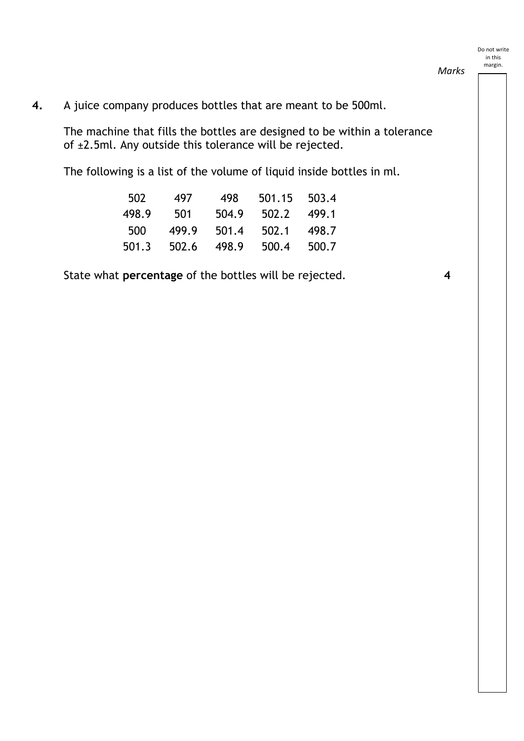**4.** A juice company produces bottles that are meant to be 500ml.

The machine that fills the bottles are designed to be within a tolerance of ±2.5ml. Any outside this tolerance will be rejected.

The following is a list of the volume of liquid inside bottles in ml.

| | | | | |
|---|---|---|---|---|
| 502 | 497 | 498 | 501.15 | 503.4 |
| 498.9 | 501 | 504.9 | 502.2 | 499.1 |
| 500 | 499.9 | 501.4 | 502.1 | 498.7 |
| 501.3 | 502.6 | 498.9 | 500.4 | 500.7 |

State what **percentage** of the bottles will be rejected. **4**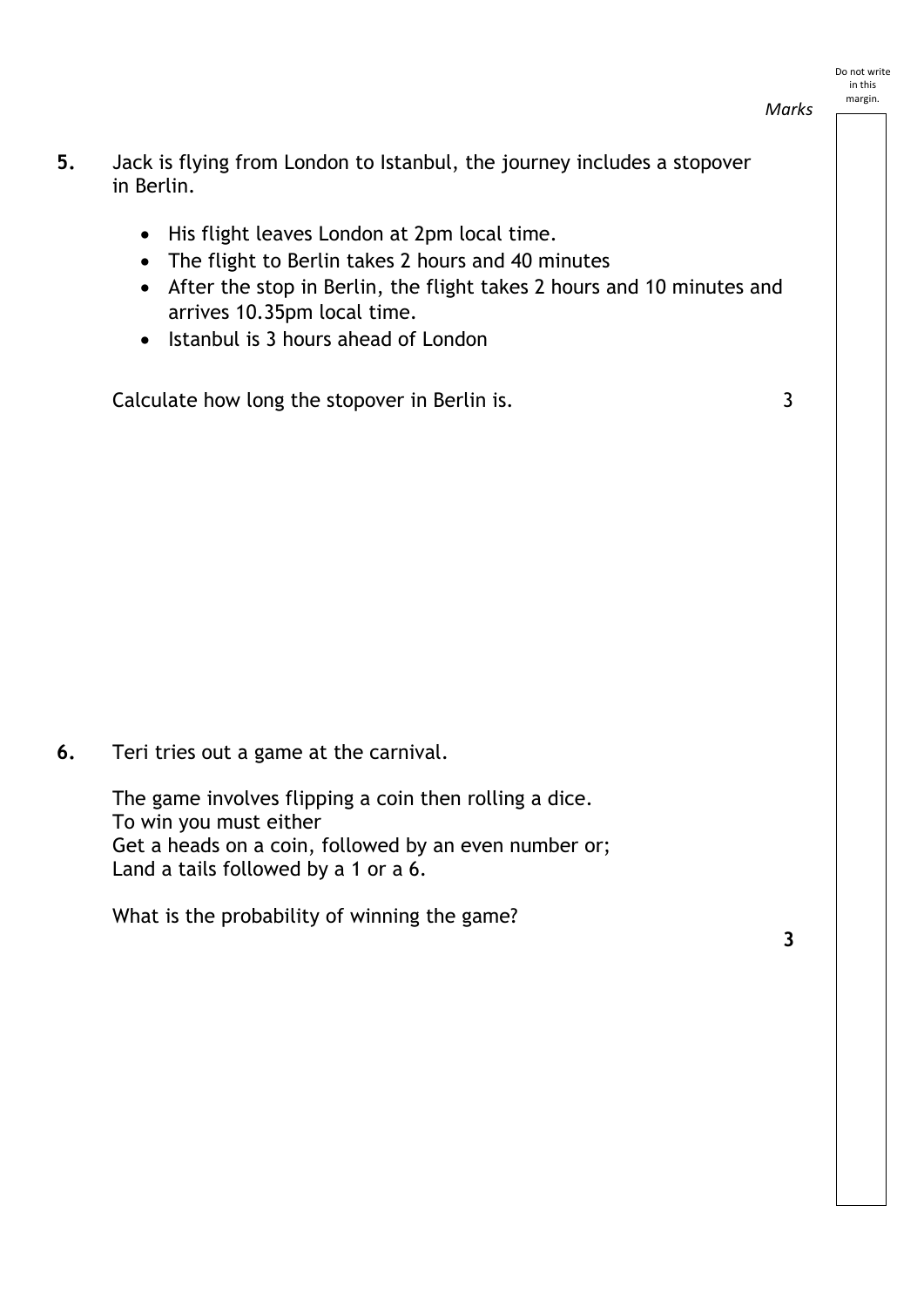*Marks*

**5.** Jack is flying from London to Istanbul, the journey includes a stopover in Berlin.

- His flight leaves London at 2pm local time.
- The flight to Berlin takes 2 hours and 40 minutes
- After the stop in Berlin, the flight takes 2 hours and 10 minutes and arrives 10.35pm local time.
- Istanbul is 3 hours ahead of London

Calculate how long the stopover in Berlin is. **3**

**6.** Teri tries out a game at the carnival.

The game involves flipping a coin then rolling a dice.
To win you must either
Get a heads on a coin, followed by an even number or;
Land a tails followed by a 1 or a 6.

What is the probability of winning the game?

**3**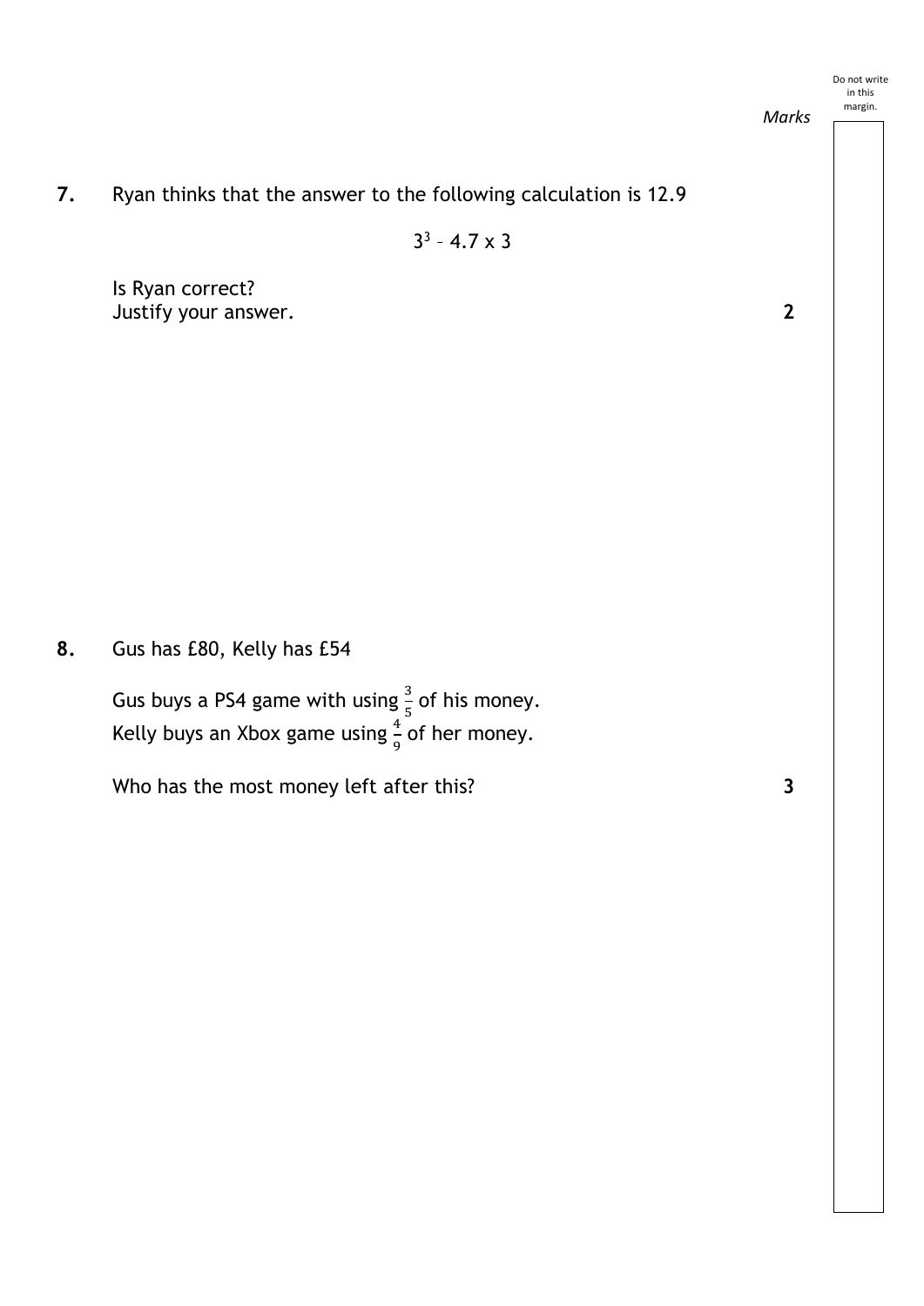*Marks*

**7.** Ryan thinks that the answer to the following calculation is 12.9

$$3^3 - 4.7 \times 3$$

Is Ryan correct?
Justify your answer. **2**

**8.** Gus has £80, Kelly has £54

Gus buys a PS4 game with using $\frac{3}{5}$ of his money.
Kelly buys an Xbox game using $\frac{4}{9}$ of her money.

Who has the most money left after this? **3**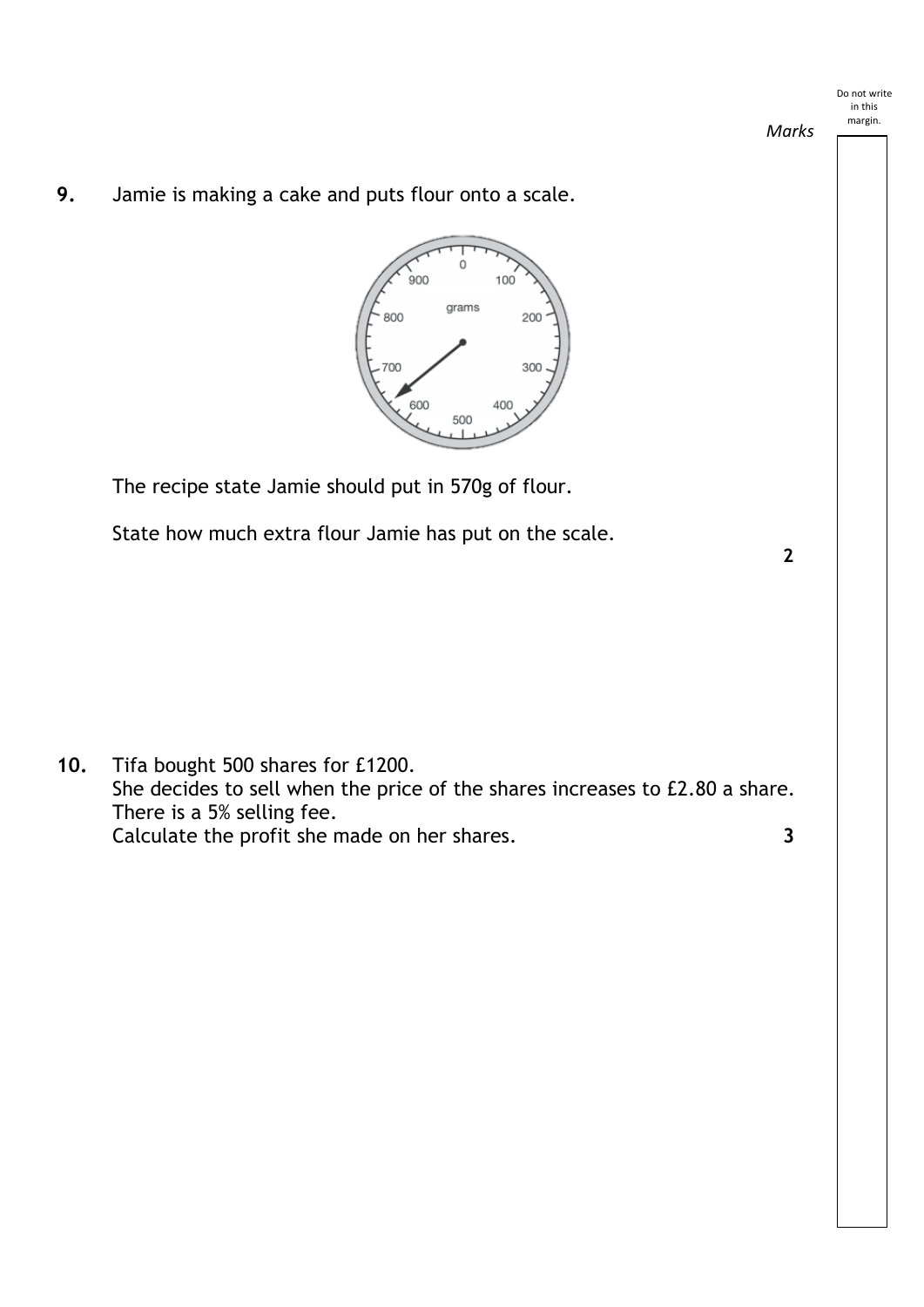**9.** Jamie is making a cake and puts flour onto a scale.

The recipe state Jamie should put in 570g of flour.

State how much extra flour Jamie has put on the scale. **2**

**10.** Tifa bought 500 shares for £1200.
She decides to sell when the price of the shares increases to £2.80 a share.
There is a 5% selling fee.
Calculate the profit she made on her shares. **3**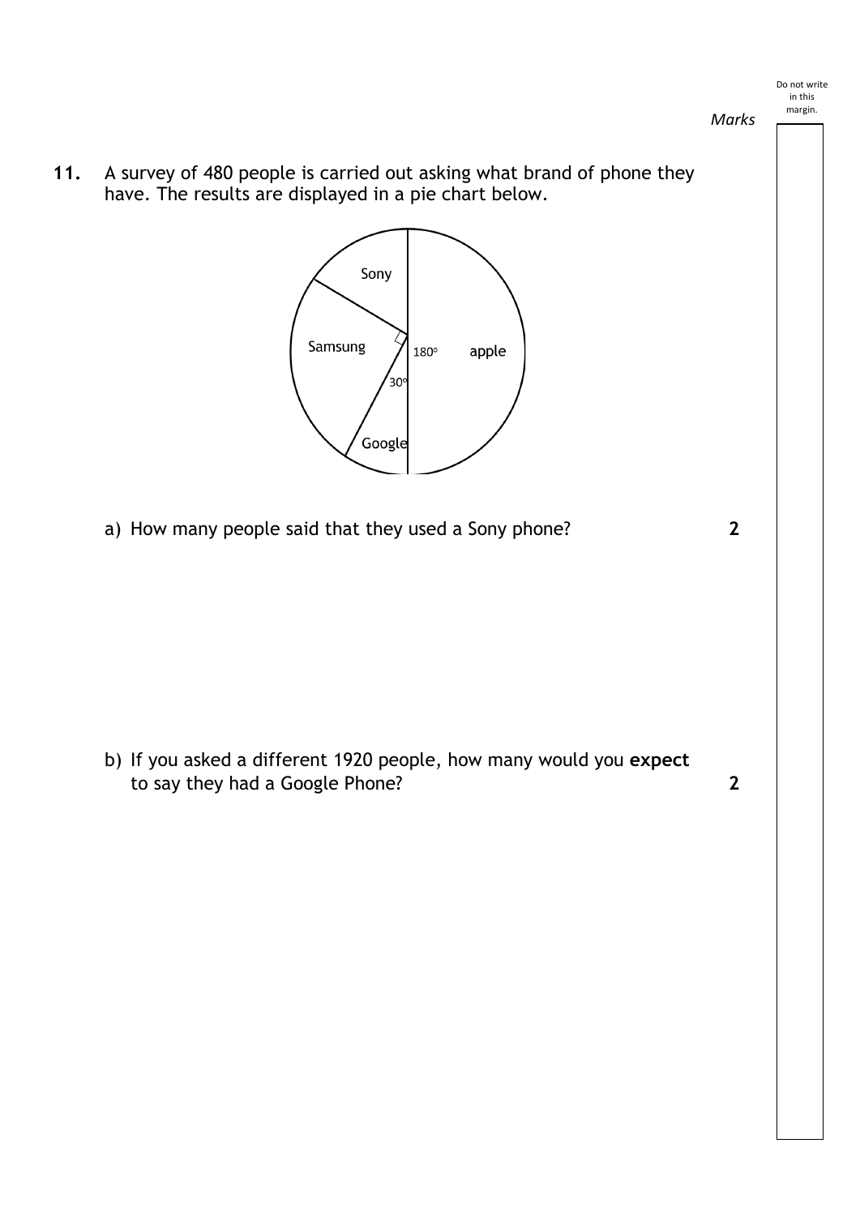*Marks*

**11.** A survey of 480 people is carried out asking what brand of phone they have. The results are displayed in a pie chart below.

a) How many people said that they used a Sony phone? **2**

b) If you asked a different 1920 people, how many would you **expect** to say they had a Google Phone? **2**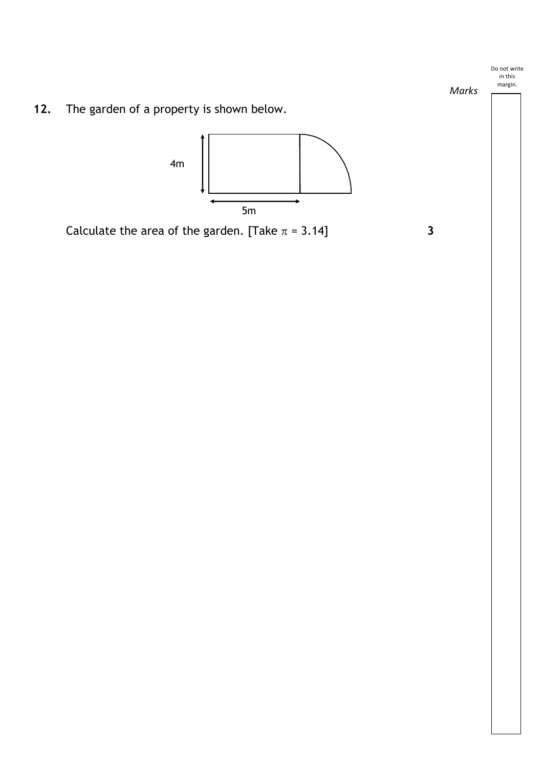*Marks*

**12.** The garden of a property is shown below.

4m

5m

Calculate the area of the garden. [Take $\pi$ = 3.14] **3**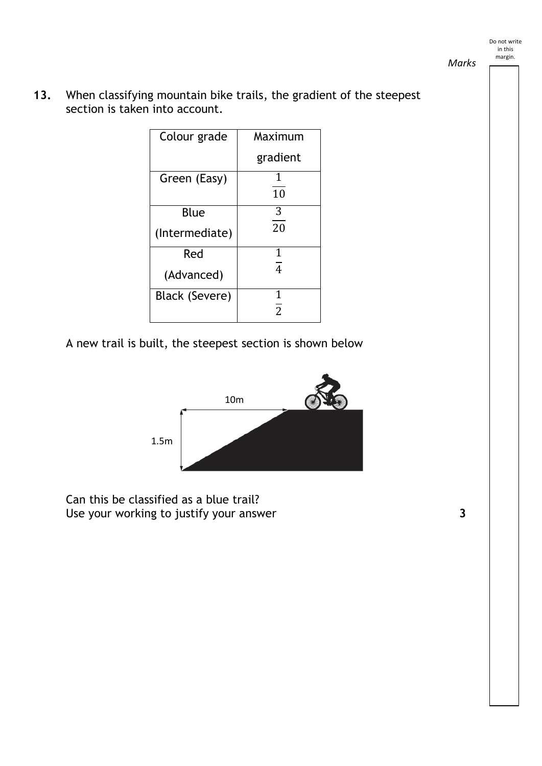*Marks*

**13.** When classifying mountain bike trails, the gradient of the steepest section is taken into account.

| Colour grade | Maximum gradient |
| --- | --- |
| Green (Easy) | $\frac{1}{10}$ |
| Blue (Intermediate) | $\frac{3}{20}$ |
| Red (Advanced) | $\frac{1}{4}$ |
| Black (Severe) | $\frac{1}{2}$ |

A new trail is built, the steepest section is shown below

10m

1.5m

Can this be classified as a blue trail?
Use your working to justify your answer **3**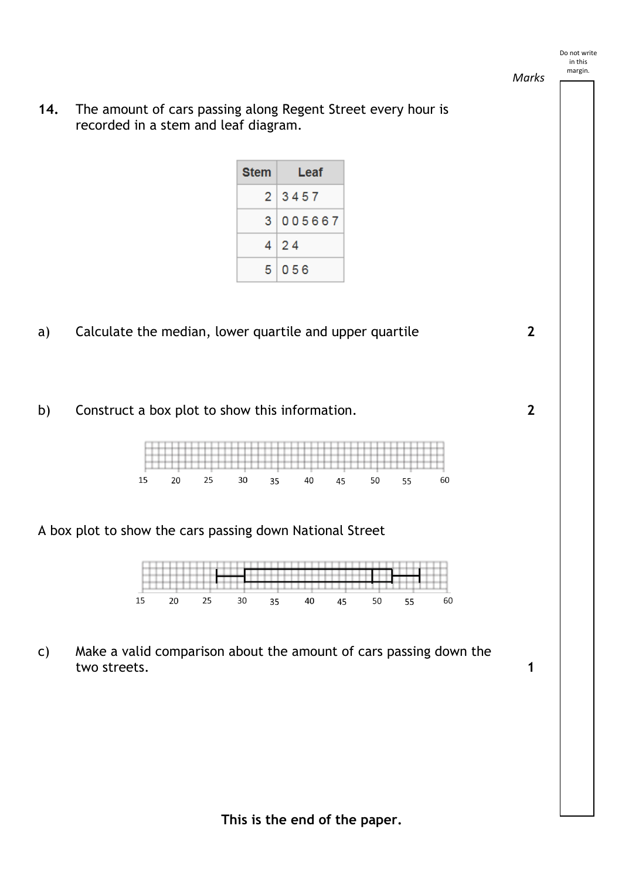**14.** The amount of cars passing along Regent Street every hour is recorded in a stem and leaf diagram.

| Stem | Leaf |
|---|---|
| 2 | 3 4 5 7 |
| 3 | 0 0 5 6 6 7 |
| 4 | 2 4 |
| 5 | 0 5 6 |

a) Calculate the median, lower quartile and upper quartile **2**

b) Construct a box plot to show this information. **2**

15 20 25 30 35 40 45 50 55 60

A box plot to show the cars passing down National Street

15 20 25 30 35 40 45 50 55 60

c) Make a valid comparison about the amount of cars passing down the two streets. **1**

**This is the end of the paper.**